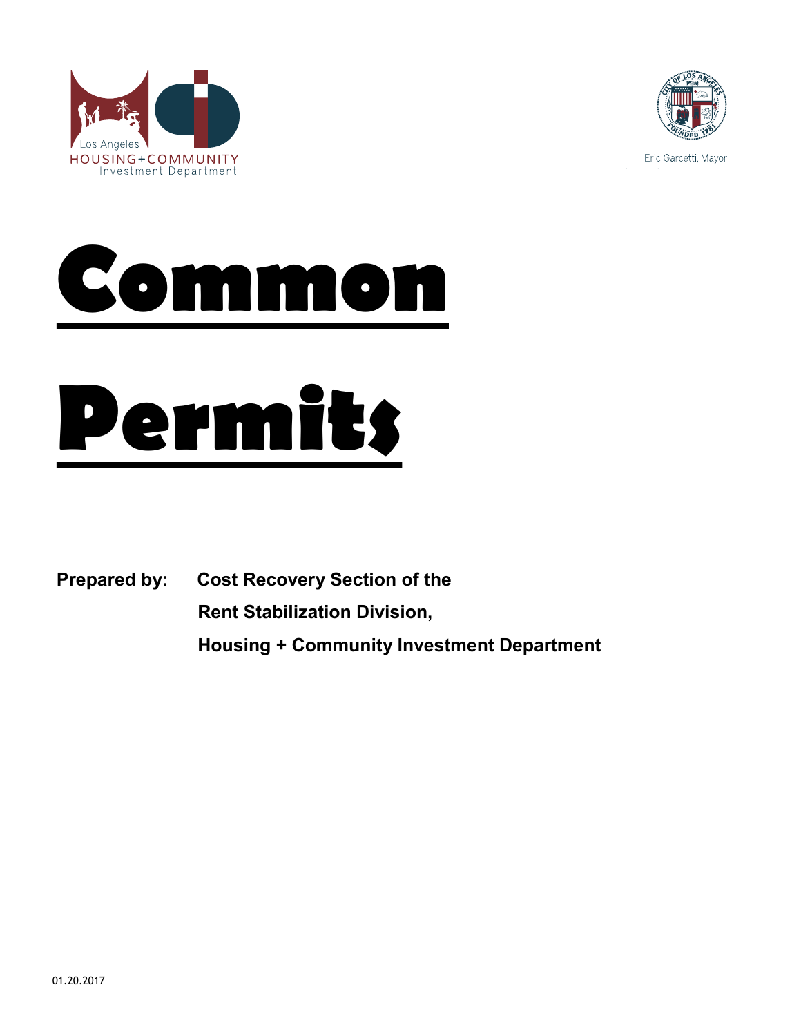Los Angeles
HOUSING+COMMUNITY
Investment Department

Eric Garcetti, Mayor

# Common Permits

**Prepared by:** **Cost Recovery Section of the Rent Stabilization Division, Housing + Community Investment Department**

01.20.2017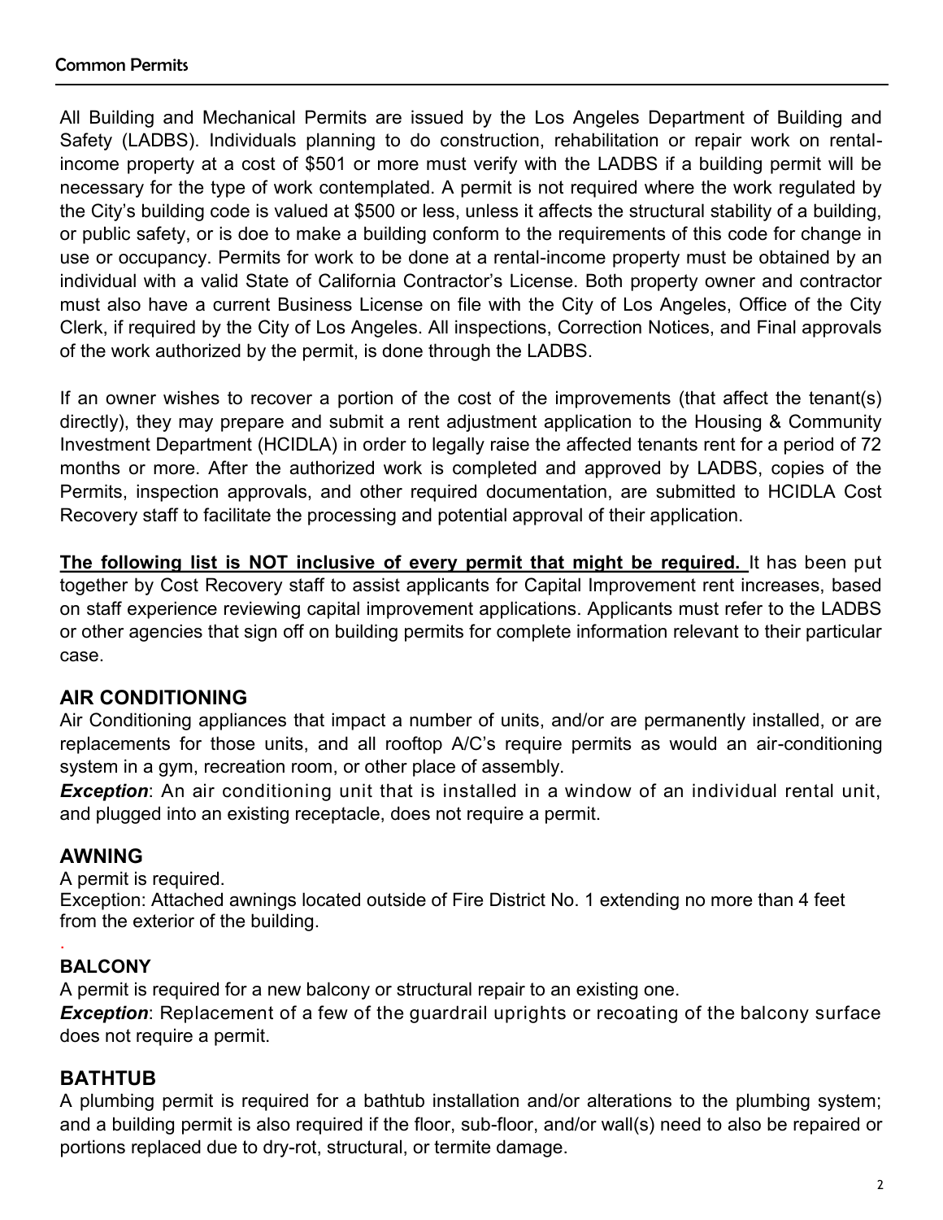## Common Permits

All Building and Mechanical Permits are issued by the Los Angeles Department of Building and Safety (LADBS). Individuals planning to do construction, rehabilitation or repair work on rental-income property at a cost of $501 or more must verify with the LADBS if a building permit will be necessary for the type of work contemplated. A permit is not required where the work regulated by the City's building code is valued at $500 or less, unless it affects the structural stability of a building, or public safety, or is doe to make a building conform to the requirements of this code for change in use or occupancy. Permits for work to be done at a rental-income property must be obtained by an individual with a valid State of California Contractor's License. Both property owner and contractor must also have a current Business License on file with the City of Los Angeles, Office of the City Clerk, if required by the City of Los Angeles. All inspections, Correction Notices, and Final approvals of the work authorized by the permit, is done through the LADBS.

If an owner wishes to recover a portion of the cost of the improvements (that affect the tenant(s) directly), they may prepare and submit a rent adjustment application to the Housing & Community Investment Department (HCIDLA) in order to legally raise the affected tenants rent for a period of 72 months or more. After the authorized work is completed and approved by LADBS, copies of the Permits, inspection approvals, and other required documentation, are submitted to HCIDLA Cost Recovery staff to facilitate the processing and potential approval of their application.

**The following list is NOT inclusive of every permit that might be required.** It has been put together by Cost Recovery staff to assist applicants for Capital Improvement rent increases, based on staff experience reviewing capital improvement applications. Applicants must refer to the LADBS or other agencies that sign off on building permits for complete information relevant to their particular case.

### AIR CONDITIONING

Air Conditioning appliances that impact a number of units, and/or are permanently installed, or are replacements for those units, and all rooftop A/C's require permits as would an air-conditioning system in a gym, recreation room, or other place of assembly.

***Exception***: An air conditioning unit that is installed in a window of an individual rental unit, and plugged into an existing receptacle, does not require a permit.

### AWNING

A permit is required.

Exception: Attached awnings located outside of Fire District No. 1 extending no more than 4 feet from the exterior of the building.

### BALCONY

A permit is required for a new balcony or structural repair to an existing one.

***Exception***: Replacement of a few of the guardrail uprights or recoating of the balcony surface does not require a permit.

### BATHTUB

A plumbing permit is required for a bathtub installation and/or alterations to the plumbing system; and a building permit is also required if the floor, sub-floor, and/or wall(s) need to also be repaired or portions replaced due to dry-rot, structural, or termite damage.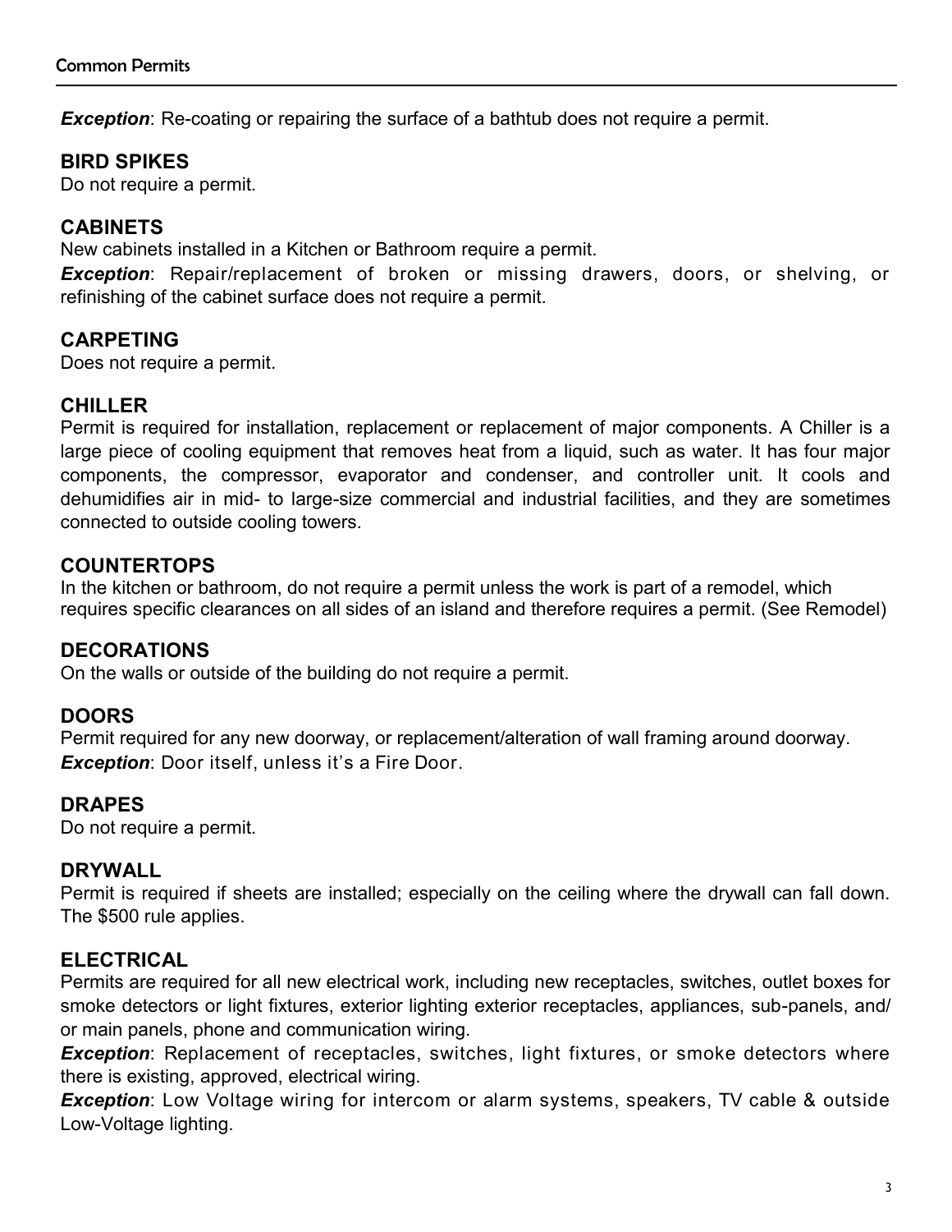***Exception***: Re-coating or repairing the surface of a bathtub does not require a permit.

## BIRD SPIKES

Do not require a permit.

## CABINETS

New cabinets installed in a Kitchen or Bathroom require a permit.

***Exception***: Repair/replacement of broken or missing drawers, doors, or shelving, or refinishing of the cabinet surface does not require a permit.

## CARPETING

Does not require a permit.

## CHILLER

Permit is required for installation, replacement or replacement of major components. A Chiller is a large piece of cooling equipment that removes heat from a liquid, such as water. It has four major components, the compressor, evaporator and condenser, and controller unit. It cools and dehumidifies air in mid- to large-size commercial and industrial facilities, and they are sometimes connected to outside cooling towers.

## COUNTERTOPS

In the kitchen or bathroom, do not require a permit unless the work is part of a remodel, which requires specific clearances on all sides of an island and therefore requires a permit. (See Remodel)

## DECORATIONS

On the walls or outside of the building do not require a permit.

## DOORS

Permit required for any new doorway, or replacement/alteration of wall framing around doorway.

***Exception***: Door itself, unless it's a Fire Door.

## DRAPES

Do not require a permit.

## DRYWALL

Permit is required if sheets are installed; especially on the ceiling where the drywall can fall down. The $500 rule applies.

## ELECTRICAL

Permits are required for all new electrical work, including new receptacles, switches, outlet boxes for smoke detectors or light fixtures, exterior lighting exterior receptacles, appliances, sub-panels, and/ or main panels, phone and communication wiring.

***Exception***: Replacement of receptacles, switches, light fixtures, or smoke detectors where there is existing, approved, electrical wiring.

***Exception***: Low Voltage wiring for intercom or alarm systems, speakers, TV cable & outside Low-Voltage lighting.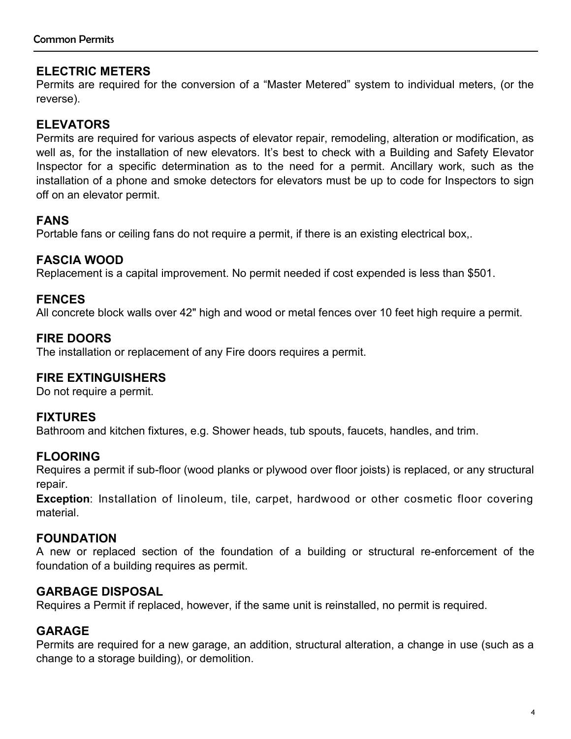## ELECTRIC METERS

Permits are required for the conversion of a “Master Metered” system to individual meters, (or the reverse).

## ELEVATORS

Permits are required for various aspects of elevator repair, remodeling, alteration or modification, as well as, for the installation of new elevators. It’s best to check with a Building and Safety Elevator Inspector for a specific determination as to the need for a permit. Ancillary work, such as the installation of a phone and smoke detectors for elevators must be up to code for Inspectors to sign off on an elevator permit.

## FANS

Portable fans or ceiling fans do not require a permit, if there is an existing electrical box,.

## FASCIA WOOD

Replacement is a capital improvement. No permit needed if cost expended is less than $501.

## FENCES

All concrete block walls over 42" high and wood or metal fences over 10 feet high require a permit.

## FIRE DOORS

The installation or replacement of any Fire doors requires a permit.

## FIRE EXTINGUISHERS

Do not require a permit.

## FIXTURES

Bathroom and kitchen fixtures, e.g. Shower heads, tub spouts, faucets, handles, and trim.

## FLOORING

Requires a permit if sub-floor (wood planks or plywood over floor joists) is replaced, or any structural repair.

**Exception**: Installation of linoleum, tile, carpet, hardwood or other cosmetic floor covering material.

## FOUNDATION

A new or replaced section of the foundation of a building or structural re-enforcement of the foundation of a building requires as permit.

## GARBAGE DISPOSAL

Requires a Permit if replaced, however, if the same unit is reinstalled, no permit is required.

## GARAGE

Permits are required for a new garage, an addition, structural alteration, a change in use (such as a change to a storage building), or demolition.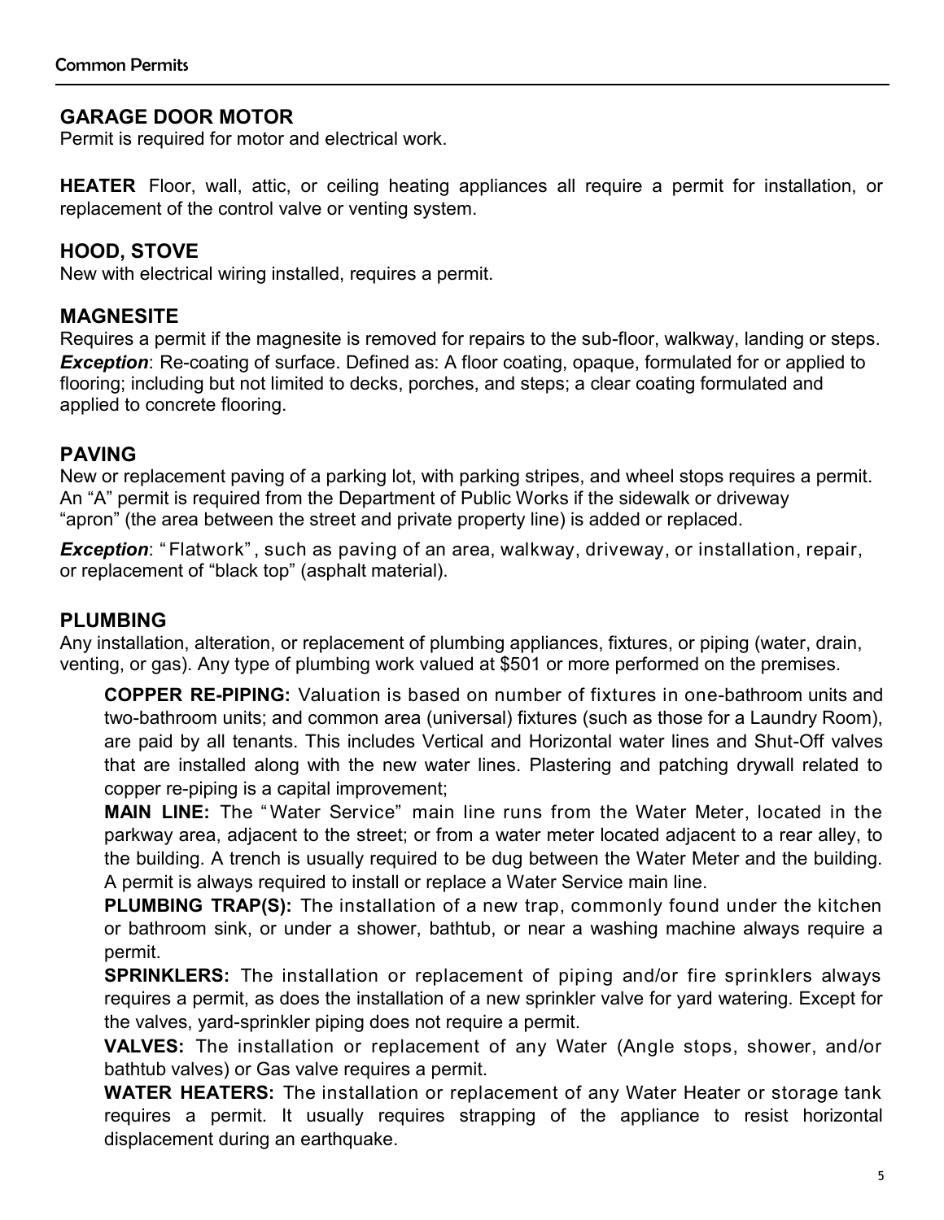## GARAGE DOOR MOTOR

Permit is required for motor and electrical work.

**HEATER** Floor, wall, attic, or ceiling heating appliances all require a permit for installation, or replacement of the control valve or venting system.

## HOOD, STOVE

New with electrical wiring installed, requires a permit.

## MAGNESITE

Requires a permit if the magnesite is removed for repairs to the sub-floor, walkway, landing or steps. ***Exception***: Re-coating of surface. Defined as: A floor coating, opaque, formulated for or applied to flooring; including but not limited to decks, porches, and steps; a clear coating formulated and applied to concrete flooring.

## PAVING

New or replacement paving of a parking lot, with parking stripes, and wheel stops requires a permit. An "A" permit is required from the Department of Public Works if the sidewalk or driveway "apron" (the area between the street and private property line) is added or replaced.

***Exception***: "Flatwork", such as paving of an area, walkway, driveway, or installation, repair, or replacement of "black top" (asphalt material).

## PLUMBING

Any installation, alteration, or replacement of plumbing appliances, fixtures, or piping (water, drain, venting, or gas). Any type of plumbing work valued at $501 or more performed on the premises.

**COPPER RE-PIPING:** Valuation is based on number of fixtures in one-bathroom units and two-bathroom units; and common area (universal) fixtures (such as those for a Laundry Room), are paid by all tenants. This includes Vertical and Horizontal water lines and Shut-Off valves that are installed along with the new water lines. Plastering and patching drywall related to copper re-piping is a capital improvement;

**MAIN LINE:** The "Water Service" main line runs from the Water Meter, located in the parkway area, adjacent to the street; or from a water meter located adjacent to a rear alley, to the building. A trench is usually required to be dug between the Water Meter and the building. A permit is always required to install or replace a Water Service main line.

**PLUMBING TRAP(S):** The installation of a new trap, commonly found under the kitchen or bathroom sink, or under a shower, bathtub, or near a washing machine always require a permit.

**SPRINKLERS:** The installation or replacement of piping and/or fire sprinklers always requires a permit, as does the installation of a new sprinkler valve for yard watering. Except for the valves, yard-sprinkler piping does not require a permit.

**VALVES:** The installation or replacement of any Water (Angle stops, shower, and/or bathtub valves) or Gas valve requires a permit.

**WATER HEATERS:** The installation or replacement of any Water Heater or storage tank requires a permit. It usually requires strapping of the appliance to resist horizontal displacement during an earthquake.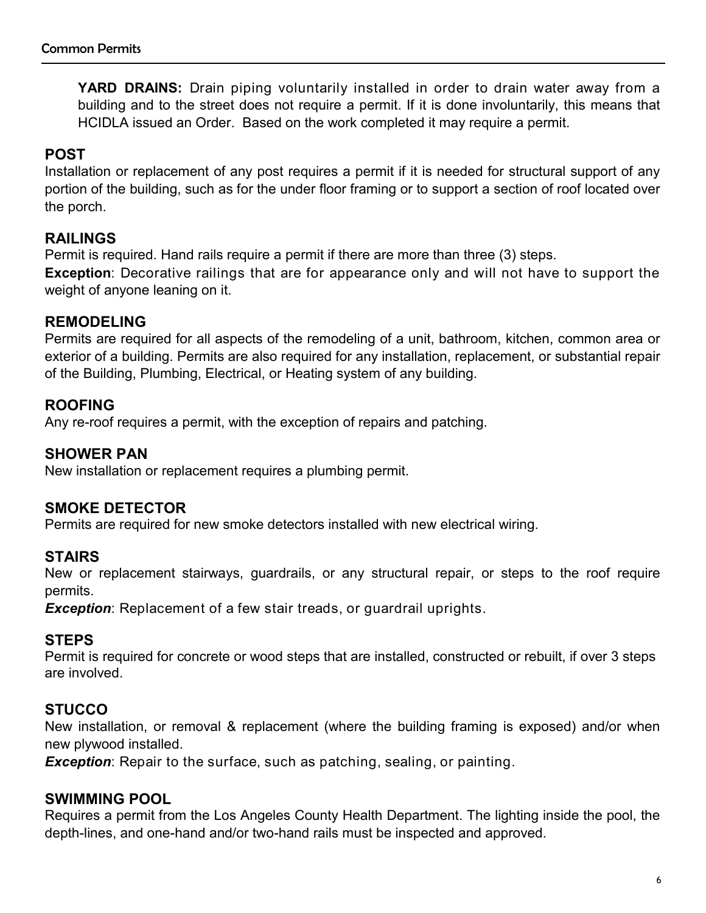**YARD DRAINS:** Drain piping voluntarily installed in order to drain water away from a building and to the street does not require a permit. If it is done involuntarily, this means that HCIDLA issued an Order. Based on the work completed it may require a permit.

## POST

Installation or replacement of any post requires a permit if it is needed for structural support of any portion of the building, such as for the under floor framing or to support a section of roof located over the porch.

## RAILINGS

Permit is required. Hand rails require a permit if there are more than three (3) steps.

**Exception**: Decorative railings that are for appearance only and will not have to support the weight of anyone leaning on it.

## REMODELING

Permits are required for all aspects of the remodeling of a unit, bathroom, kitchen, common area or exterior of a building. Permits are also required for any installation, replacement, or substantial repair of the Building, Plumbing, Electrical, or Heating system of any building.

## ROOFING

Any re-roof requires a permit, with the exception of repairs and patching.

## SHOWER PAN

New installation or replacement requires a plumbing permit.

## SMOKE DETECTOR

Permits are required for new smoke detectors installed with new electrical wiring.

## STAIRS

New or replacement stairways, guardrails, or any structural repair, or steps to the roof require permits.

***Exception***: Replacement of a few stair treads, or guardrail uprights.

## STEPS

Permit is required for concrete or wood steps that are installed, constructed or rebuilt, if over 3 steps are involved.

## STUCCO

New installation, or removal & replacement (where the building framing is exposed) and/or when new plywood installed.

***Exception***: Repair to the surface, such as patching, sealing, or painting.

## SWIMMING POOL

Requires a permit from the Los Angeles County Health Department. The lighting inside the pool, the depth-lines, and one-hand and/or two-hand rails must be inspected and approved.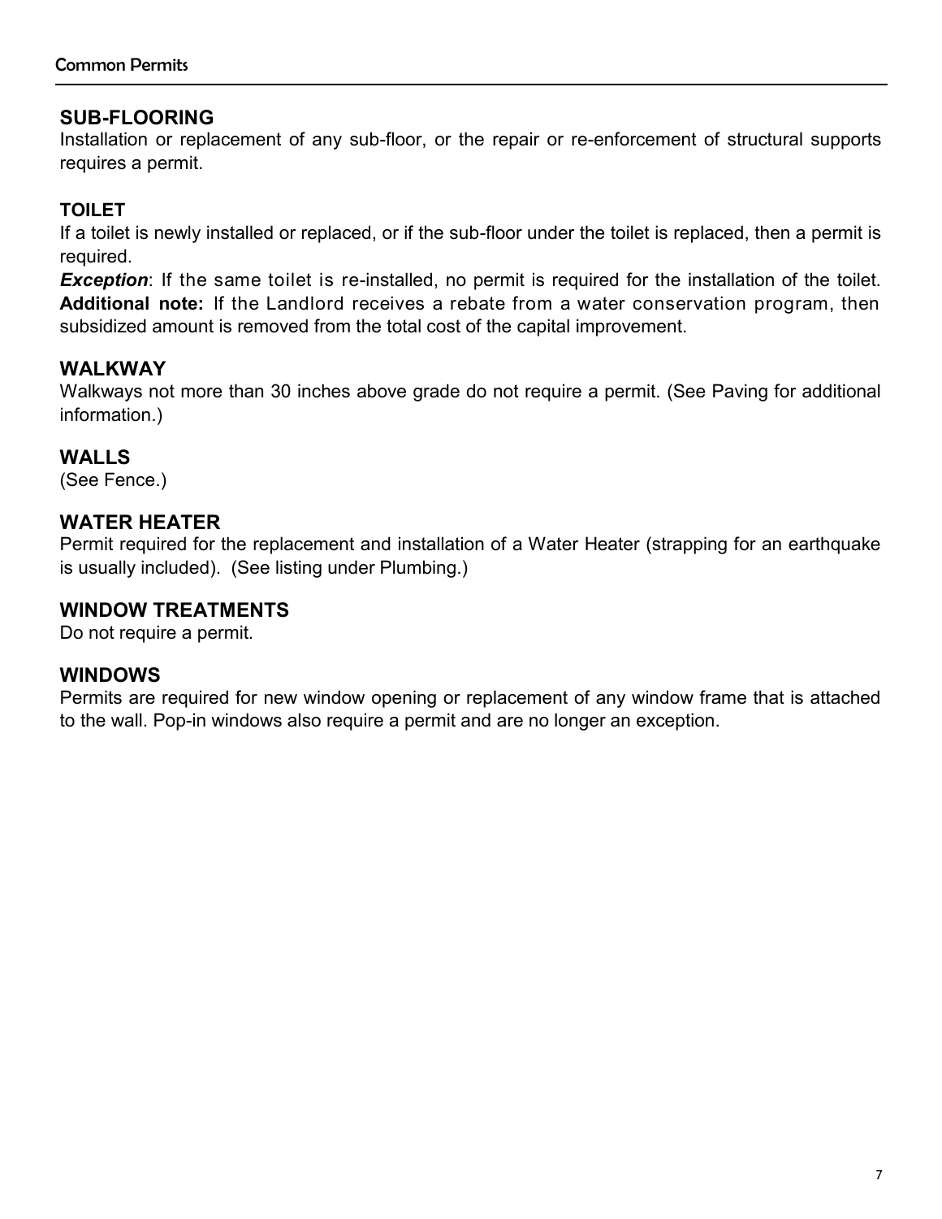## SUB-FLOORING

Installation or replacement of any sub-floor, or the repair or re-enforcement of structural supports requires a permit.

### TOILET

If a toilet is newly installed or replaced, or if the sub-floor under the toilet is replaced, then a permit is required.

***Exception***: If the same toilet is re-installed, no permit is required for the installation of the toilet. **Additional note:** If the Landlord receives a rebate from a water conservation program, then subsidized amount is removed from the total cost of the capital improvement.

## WALKWAY

Walkways not more than 30 inches above grade do not require a permit. (See Paving for additional information.)

## WALLS

(See Fence.)

## WATER HEATER

Permit required for the replacement and installation of a Water Heater (strapping for an earthquake is usually included). (See listing under Plumbing.)

## WINDOW TREATMENTS

Do not require a permit.

## WINDOWS

Permits are required for new window opening or replacement of any window frame that is attached to the wall. Pop-in windows also require a permit and are no longer an exception.